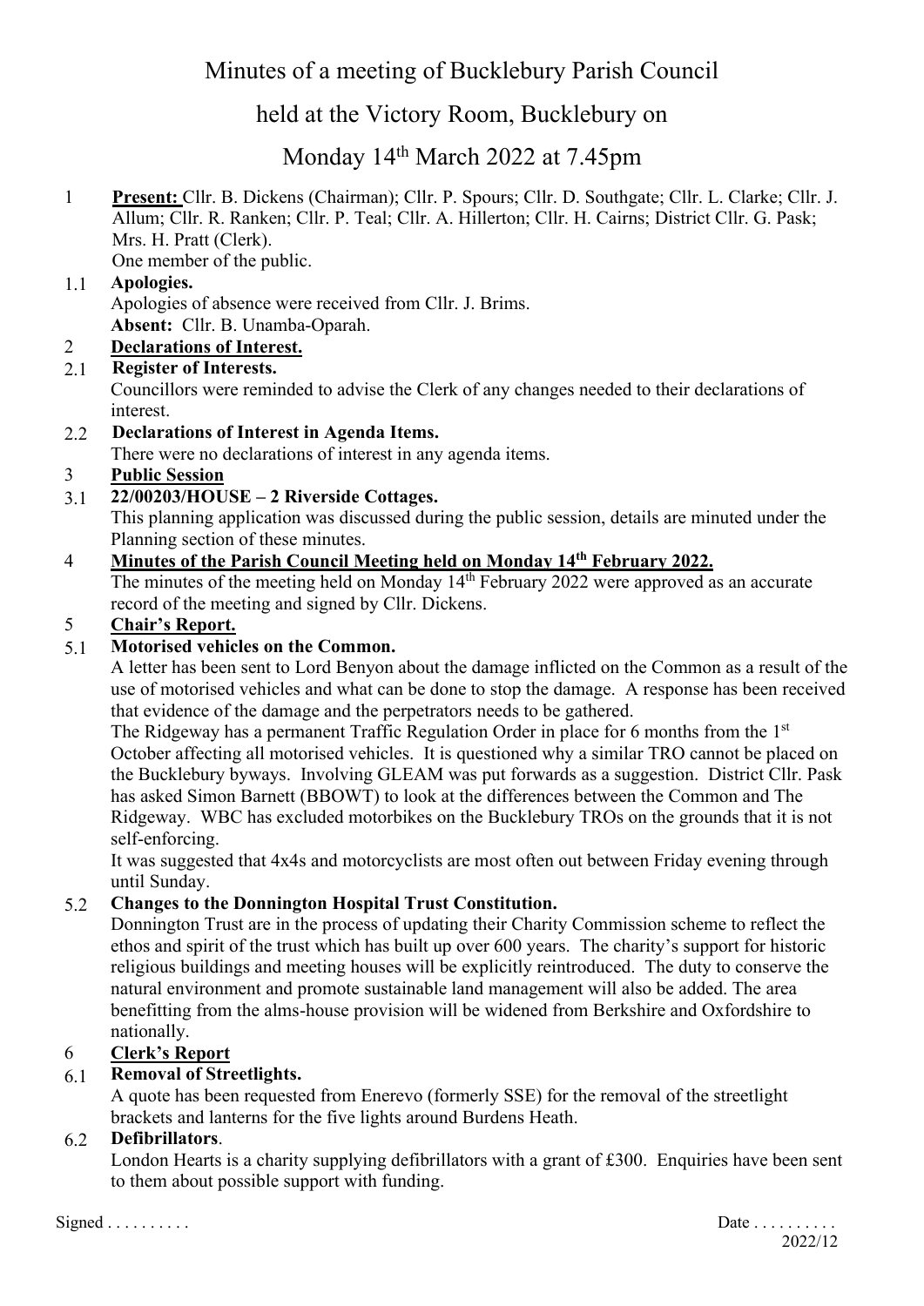# Minutes of a meeting of Bucklebury Parish Council

## held at the Victory Room, Bucklebury on

## Monday 14th March 2022 at 7.45pm

1 **Present:** Cllr. B. Dickens (Chairman); Cllr. P. Spours; Cllr. D. Southgate; Cllr. L. Clarke; Cllr. J. Allum; Cllr. R. Ranken; Cllr. P. Teal; Cllr. A. Hillerton; Cllr. H. Cairns; District Cllr. G. Pask; Mrs. H. Pratt (Clerk).
One member of the public.

1.1 **Apologies.**
Apologies of absence were received from Cllr. J. Brims.
**Absent:** Cllr. B. Unamba-Oparah.

2 **Declarations of Interest.**

2.1 **Register of Interests.**
Councillors were reminded to advise the Clerk of any changes needed to their declarations of interest.

2.2 **Declarations of Interest in Agenda Items.**
There were no declarations of interest in any agenda items.

3 **Public Session**

3.1 **22/00203/HOUSE – 2 Riverside Cottages.**
This planning application was discussed during the public session, details are minuted under the Planning section of these minutes.

4 **Minutes of the Parish Council Meeting held on Monday 14th February 2022.**
The minutes of the meeting held on Monday 14th February 2022 were approved as an accurate record of the meeting and signed by Cllr. Dickens.

5 **Chair's Report.**

5.1 **Motorised vehicles on the Common.**
A letter has been sent to Lord Benyon about the damage inflicted on the Common as a result of the use of motorised vehicles and what can be done to stop the damage. A response has been received that evidence of the damage and the perpetrators needs to be gathered.
The Ridgeway has a permanent Traffic Regulation Order in place for 6 months from the 1st October affecting all motorised vehicles. It is questioned why a similar TRO cannot be placed on the Bucklebury byways. Involving GLEAM was put forwards as a suggestion. District Cllr. Pask has asked Simon Barnett (BBOWT) to look at the differences between the Common and The Ridgeway. WBC has excluded motorbikes on the Bucklebury TROs on the grounds that it is not self-enforcing.
It was suggested that 4x4s and motorcyclists are most often out between Friday evening through until Sunday.

5.2 **Changes to the Donnington Hospital Trust Constitution.**
Donnington Trust are in the process of updating their Charity Commission scheme to reflect the ethos and spirit of the trust which has built up over 600 years. The charity's support for historic religious buildings and meeting houses will be explicitly reintroduced. The duty to conserve the natural environment and promote sustainable land management will also be added. The area benefitting from the alms-house provision will be widened from Berkshire and Oxfordshire to nationally.

6 **Clerk's Report**

6.1 **Removal of Streetlights.**
A quote has been requested from Enerevo (formerly SSE) for the removal of the streetlight brackets and lanterns for the five lights around Burdens Heath.

6.2 **Defibrillators**.
London Hearts is a charity supplying defibrillators with a grant of £300. Enquiries have been sent to them about possible support with funding.

Signed . . . . . . . . . . Date . . . . . . . . . .

2022/12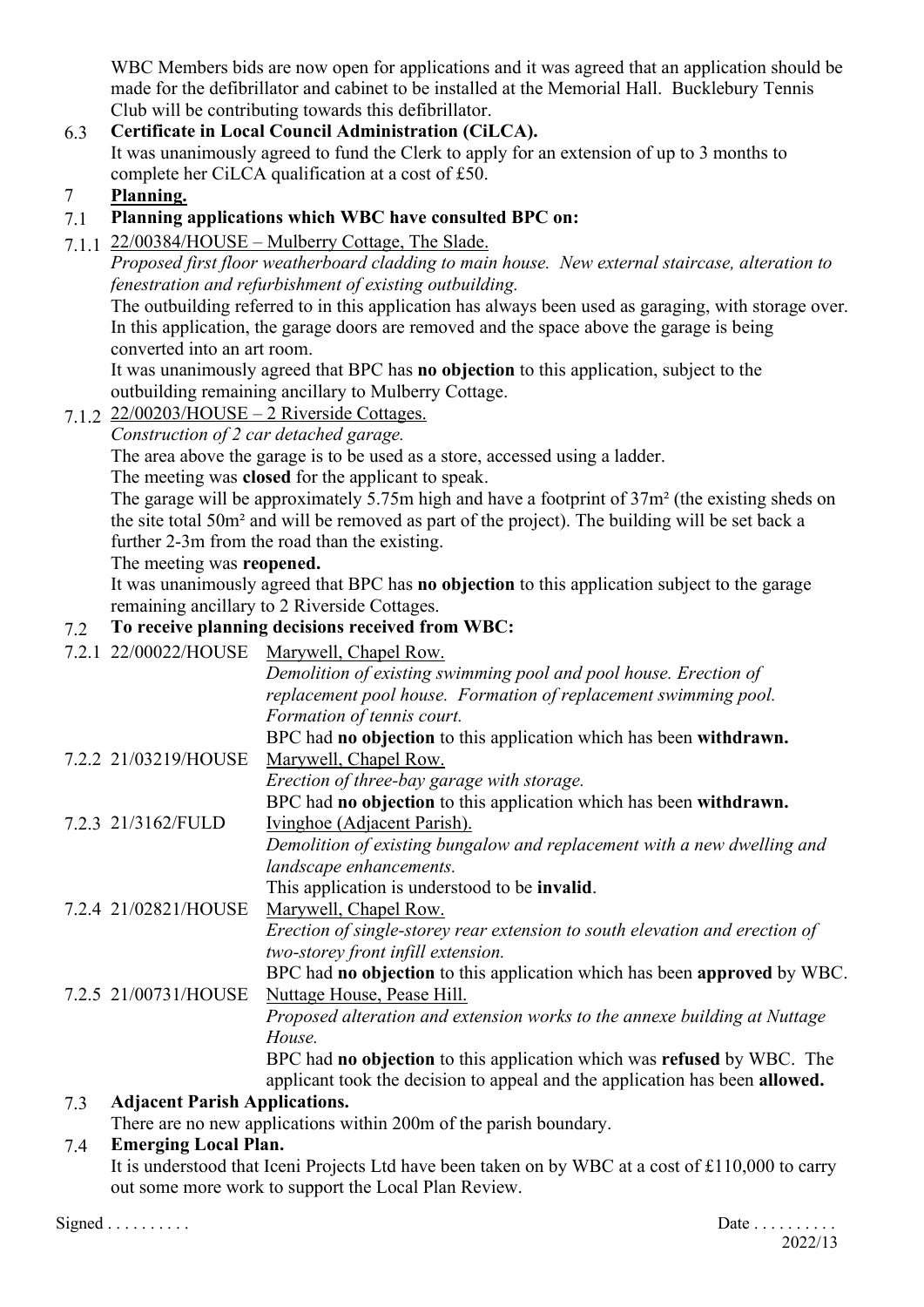WBC Members bids are now open for applications and it was agreed that an application should be made for the defibrillator and cabinet to be installed at the Memorial Hall. Bucklebury Tennis Club will be contributing towards this defibrillator.

6.3 **Certificate in Local Council Administration (CiLCA).**
It was unanimously agreed to fund the Clerk to apply for an extension of up to 3 months to complete her CiLCA qualification at a cost of £50.

7 **Planning.**

7.1 **Planning applications which WBC have consulted BPC on:**

7.1.1 22/00384/HOUSE – Mulberry Cottage, The Slade.
*Proposed first floor weatherboard cladding to main house. New external staircase, alteration to fenestration and refurbishment of existing outbuilding.*
The outbuilding referred to in this application has always been used as garaging, with storage over. In this application, the garage doors are removed and the space above the garage is being converted into an art room.
It was unanimously agreed that BPC has **no objection** to this application, subject to the outbuilding remaining ancillary to Mulberry Cottage.

7.1.2 22/00203/HOUSE – 2 Riverside Cottages.
*Construction of 2 car detached garage.*
The area above the garage is to be used as a store, accessed using a ladder.
The meeting was **closed** for the applicant to speak.
The garage will be approximately 5.75m high and have a footprint of 37m² (the existing sheds on the site total 50m² and will be removed as part of the project). The building will be set back a further 2-3m from the road than the existing.
The meeting was **reopened.**
It was unanimously agreed that BPC has **no objection** to this application subject to the garage remaining ancillary to 2 Riverside Cottages.

7.2 **To receive planning decisions received from WBC:**

7.2.1 22/00022/HOUSE Marywell, Chapel Row.
*Demolition of existing swimming pool and pool house. Erection of replacement pool house. Formation of replacement swimming pool. Formation of tennis court.*
BPC had **no objection** to this application which has been **withdrawn.**

7.2.2 21/03219/HOUSE Marywell, Chapel Row.
*Erection of three-bay garage with storage.*
BPC had **no objection** to this application which has been **withdrawn.**

7.2.3 21/3162/FULD Ivinghoe (Adjacent Parish).
*Demolition of existing bungalow and replacement with a new dwelling and landscape enhancements.*
This application is understood to be **invalid**.

7.2.4 21/02821/HOUSE Marywell, Chapel Row.
*Erection of single-storey rear extension to south elevation and erection of two-storey front infill extension.*
BPC had **no objection** to this application which has been **approved** by WBC.

7.2.5 21/00731/HOUSE Nuttage House, Pease Hill.
*Proposed alteration and extension works to the annexe building at Nuttage House.*
BPC had **no objection** to this application which was **refused** by WBC. The applicant took the decision to appeal and the application has been **allowed.**

7.3 **Adjacent Parish Applications.**
There are no new applications within 200m of the parish boundary.

7.4 **Emerging Local Plan.**
It is understood that Iceni Projects Ltd have been taken on by WBC at a cost of £110,000 to carry out some more work to support the Local Plan Review.

Signed . . . . . . . . . . Date . . . . . . . . . .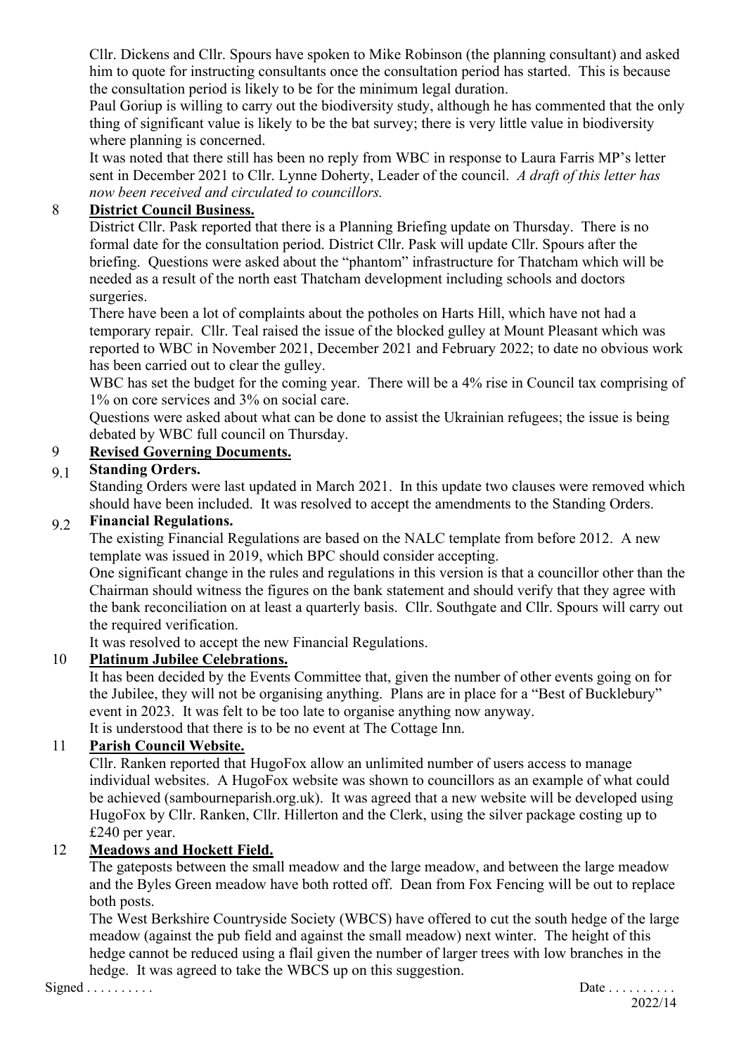Cllr. Dickens and Cllr. Spours have spoken to Mike Robinson (the planning consultant) and asked him to quote for instructing consultants once the consultation period has started. This is because the consultation period is likely to be for the minimum legal duration.

Paul Goriup is willing to carry out the biodiversity study, although he has commented that the only thing of significant value is likely to be the bat survey; there is very little value in biodiversity where planning is concerned.

It was noted that there still has been no reply from WBC in response to Laura Farris MP's letter sent in December 2021 to Cllr. Lynne Doherty, Leader of the council. *A draft of this letter has now been received and circulated to councillors.*

## 8 District Council Business.

District Cllr. Pask reported that there is a Planning Briefing update on Thursday. There is no formal date for the consultation period. District Cllr. Pask will update Cllr. Spours after the briefing. Questions were asked about the "phantom" infrastructure for Thatcham which will be needed as a result of the north east Thatcham development including schools and doctors surgeries.

There have been a lot of complaints about the potholes on Harts Hill, which have not had a temporary repair. Cllr. Teal raised the issue of the blocked gulley at Mount Pleasant which was reported to WBC in November 2021, December 2021 and February 2022; to date no obvious work has been carried out to clear the gulley.

WBC has set the budget for the coming year. There will be a 4% rise in Council tax comprising of 1% on core services and 3% on social care.

Questions were asked about what can be done to assist the Ukrainian refugees; the issue is being debated by WBC full council on Thursday.

## 9 Revised Governing Documents.

### 9.1 Standing Orders.

Standing Orders were last updated in March 2021. In this update two clauses were removed which should have been included. It was resolved to accept the amendments to the Standing Orders.

### 9.2 Financial Regulations.

The existing Financial Regulations are based on the NALC template from before 2012. A new template was issued in 2019, which BPC should consider accepting.

One significant change in the rules and regulations in this version is that a councillor other than the Chairman should witness the figures on the bank statement and should verify that they agree with the bank reconciliation on at least a quarterly basis. Cllr. Southgate and Cllr. Spours will carry out the required verification.

It was resolved to accept the new Financial Regulations.

## 10 Platinum Jubilee Celebrations.

It has been decided by the Events Committee that, given the number of other events going on for the Jubilee, they will not be organising anything. Plans are in place for a "Best of Bucklebury" event in 2023. It was felt to be too late to organise anything now anyway.

It is understood that there is to be no event at The Cottage Inn.

## 11 Parish Council Website.

Cllr. Ranken reported that HugoFox allow an unlimited number of users access to manage individual websites. A HugoFox website was shown to councillors as an example of what could be achieved (sambourneparish.org.uk). It was agreed that a new website will be developed using HugoFox by Cllr. Ranken, Cllr. Hillerton and the Clerk, using the silver package costing up to £240 per year.

## 12 Meadows and Hockett Field.

The gateposts between the small meadow and the large meadow, and between the large meadow and the Byles Green meadow have both rotted off. Dean from Fox Fencing will be out to replace both posts.

The West Berkshire Countryside Society (WBCS) have offered to cut the south hedge of the large meadow (against the pub field and against the small meadow) next winter. The height of this hedge cannot be reduced using a flail given the number of larger trees with low branches in the hedge. It was agreed to take the WBCS up on this suggestion.

Signed . . . . . . . . . . Date . . . . . . . . . .

2022/14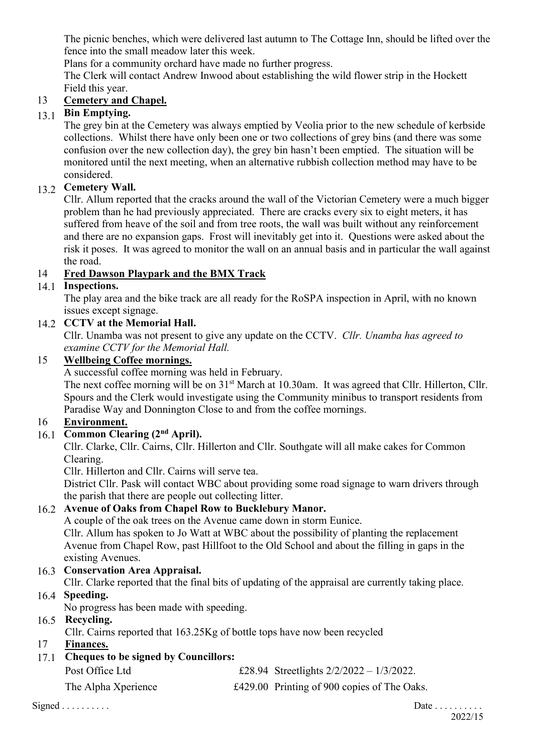The picnic benches, which were delivered last autumn to The Cottage Inn, should be lifted over the fence into the small meadow later this week.

Plans for a community orchard have made no further progress.

The Clerk will contact Andrew Inwood about establishing the wild flower strip in the Hockett Field this year.

## 13 Cemetery and Chapel.

### 13.1 Bin Emptying.

The grey bin at the Cemetery was always emptied by Veolia prior to the new schedule of kerbside collections. Whilst there have only been one or two collections of grey bins (and there was some confusion over the new collection day), the grey bin hasn't been emptied. The situation will be monitored until the next meeting, when an alternative rubbish collection method may have to be considered.

### 13.2 Cemetery Wall.

Cllr. Allum reported that the cracks around the wall of the Victorian Cemetery were a much bigger problem than he had previously appreciated. There are cracks every six to eight meters, it has suffered from heave of the soil and from tree roots, the wall was built without any reinforcement and there are no expansion gaps. Frost will inevitably get into it. Questions were asked about the risk it poses. It was agreed to monitor the wall on an annual basis and in particular the wall against the road.

## 14 Fred Dawson Playpark and the BMX Track

### 14.1 Inspections.

The play area and the bike track are all ready for the RoSPA inspection in April, with no known issues except signage.

### 14.2 CCTV at the Memorial Hall.

Cllr. Unamba was not present to give any update on the CCTV. *Cllr. Unamba has agreed to examine CCTV for the Memorial Hall.*

## 15 Wellbeing Coffee mornings.

A successful coffee morning was held in February.

The next coffee morning will be on 31st March at 10.30am. It was agreed that Cllr. Hillerton, Cllr. Spours and the Clerk would investigate using the Community minibus to transport residents from Paradise Way and Donnington Close to and from the coffee mornings.

## 16 Environment.

### 16.1 Common Clearing (2nd April).

Cllr. Clarke, Cllr. Cairns, Cllr. Hillerton and Cllr. Southgate will all make cakes for Common Clearing.

Cllr. Hillerton and Cllr. Cairns will serve tea.

District Cllr. Pask will contact WBC about providing some road signage to warn drivers through the parish that there are people out collecting litter.

### 16.2 Avenue of Oaks from Chapel Row to Bucklebury Manor.

A couple of the oak trees on the Avenue came down in storm Eunice.

Cllr. Allum has spoken to Jo Watt at WBC about the possibility of planting the replacement Avenue from Chapel Row, past Hillfoot to the Old School and about the filling in gaps in the existing Avenues.

### 16.3 Conservation Area Appraisal.

Cllr. Clarke reported that the final bits of updating of the appraisal are currently taking place.

### 16.4 Speeding.

No progress has been made with speeding.

### 16.5 Recycling.

Cllr. Cairns reported that 163.25Kg of bottle tops have now been recycled

## 17 Finances.

### 17.1 Cheques to be signed by Councillors:

| | | |
|---|---|---|
| Post Office Ltd | £28.94 | Streetlights 2/2/2022 – 1/3/2022. |
| The Alpha Xperience | £429.00 | Printing of 900 copies of The Oaks. |

Signed . . . . . . . . . .                                                  Date . . . . . . . . . .

2022/15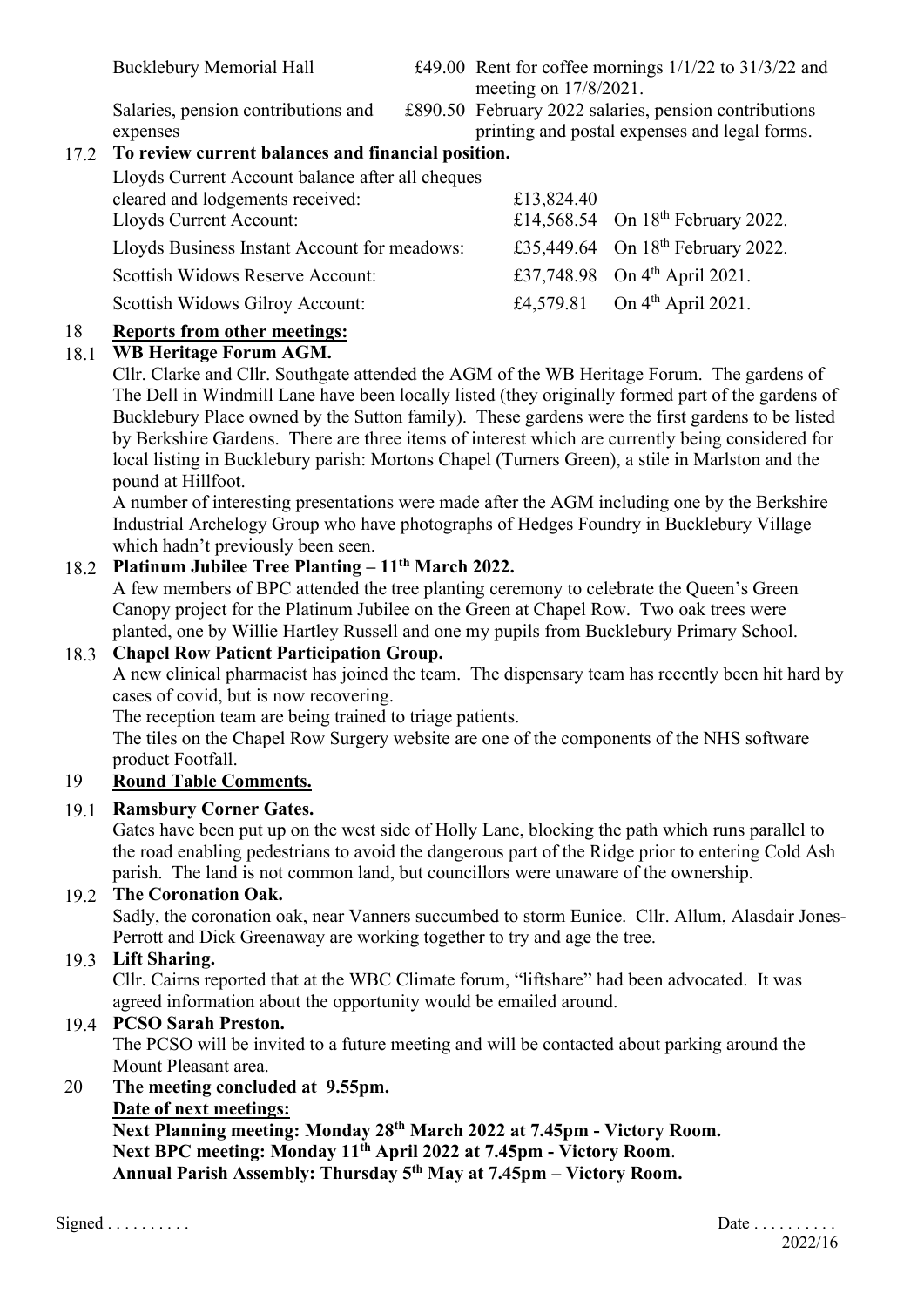| | | |
|---|---|---|
| Bucklebury Memorial Hall | £49.00 | Rent for coffee mornings 1/1/22 to 31/3/22 and meeting on 17/8/2021. |
| Salaries, pension contributions and expenses | £890.50 | February 2022 salaries, pension contributions printing and postal expenses and legal forms. |

17.2 **To review current balances and financial position.**

| | | |
|---|---|---|
| Lloyds Current Account balance after all cheques cleared and lodgements received: | £13,824.40 | |
| Lloyds Current Account: | £14,568.54 | On 18th February 2022. |
| Lloyds Business Instant Account for meadows: | £35,449.64 | On 18th February 2022. |
| Scottish Widows Reserve Account: | £37,748.98 | On 4th April 2021. |
| Scottish Widows Gilroy Account: | £4,579.81 | On 4th April 2021. |

18 **Reports from other meetings:**

18.1 **WB Heritage Forum AGM.**

Cllr. Clarke and Cllr. Southgate attended the AGM of the WB Heritage Forum. The gardens of The Dell in Windmill Lane have been locally listed (they originally formed part of the gardens of Bucklebury Place owned by the Sutton family). These gardens were the first gardens to be listed by Berkshire Gardens. There are three items of interest which are currently being considered for local listing in Bucklebury parish: Mortons Chapel (Turners Green), a stile in Marlston and the pound at Hillfoot.

A number of interesting presentations were made after the AGM including one by the Berkshire Industrial Archelogy Group who have photographs of Hedges Foundry in Bucklebury Village which hadn't previously been seen.

18.2 **Platinum Jubilee Tree Planting – 11th March 2022.**

A few members of BPC attended the tree planting ceremony to celebrate the Queen's Green Canopy project for the Platinum Jubilee on the Green at Chapel Row. Two oak trees were planted, one by Willie Hartley Russell and one my pupils from Bucklebury Primary School.

18.3 **Chapel Row Patient Participation Group.**

A new clinical pharmacist has joined the team. The dispensary team has recently been hit hard by cases of covid, but is now recovering.

The reception team are being trained to triage patients.

The tiles on the Chapel Row Surgery website are one of the components of the NHS software product Footfall.

19 **Round Table Comments.**

19.1 **Ramsbury Corner Gates.**

Gates have been put up on the west side of Holly Lane, blocking the path which runs parallel to the road enabling pedestrians to avoid the dangerous part of the Ridge prior to entering Cold Ash parish. The land is not common land, but councillors were unaware of the ownership.

19.2 **The Coronation Oak.**

Sadly, the coronation oak, near Vanners succumbed to storm Eunice. Cllr. Allum, Alasdair Jones-Perrott and Dick Greenaway are working together to try and age the tree.

19.3 **Lift Sharing.**

Cllr. Cairns reported that at the WBC Climate forum, "liftshare" had been advocated. It was agreed information about the opportunity would be emailed around.

19.4 **PCSO Sarah Preston.**

The PCSO will be invited to a future meeting and will be contacted about parking around the Mount Pleasant area.

20 **The meeting concluded at 9.55pm.**

**Date of next meetings:**

**Next Planning meeting: Monday 28th March 2022 at 7.45pm - Victory Room.**
**Next BPC meeting: Monday 11th April 2022 at 7.45pm - Victory Room.**
**Annual Parish Assembly: Thursday 5th May at 7.45pm – Victory Room.**

Signed . . . . . . . . . . Date . . . . . . . . . .

2022/16